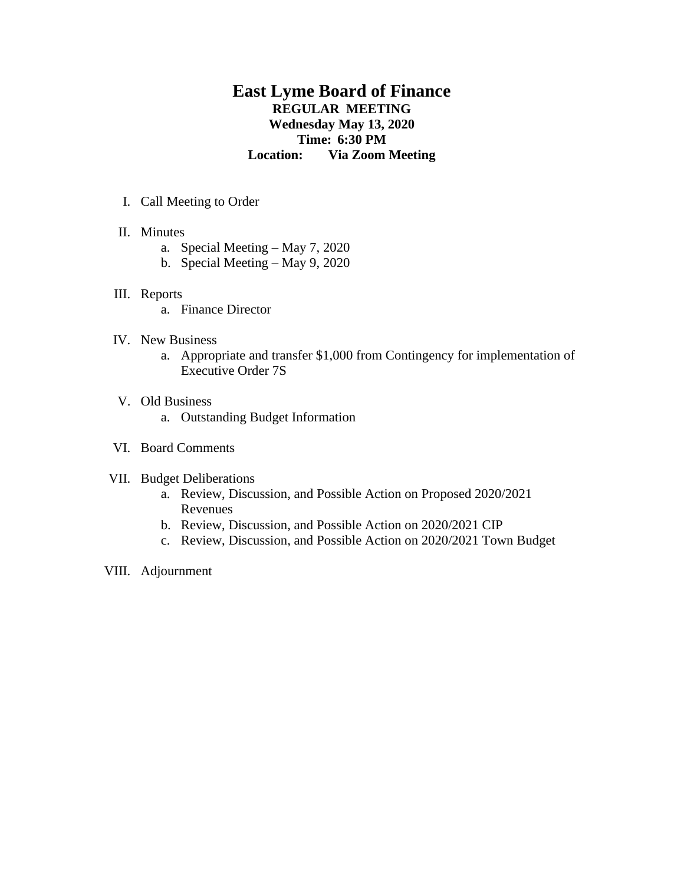# East Lyme Board of Finance

**REGULAR MEETING**
**Wednesday May 13, 2020**
**Time: 6:30 PM**
**Location: Via Zoom Meeting**

I. Call Meeting to Order

II. Minutes
   a. Special Meeting – May 7, 2020
   b. Special Meeting – May 9, 2020

III. Reports
   a. Finance Director

IV. New Business
   a. Appropriate and transfer $1,000 from Contingency for implementation of Executive Order 7S

V. Old Business
   a. Outstanding Budget Information

VI. Board Comments

VII. Budget Deliberations
   a. Review, Discussion, and Possible Action on Proposed 2020/2021 Revenues
   b. Review, Discussion, and Possible Action on 2020/2021 CIP
   c. Review, Discussion, and Possible Action on 2020/2021 Town Budget

VIII. Adjournment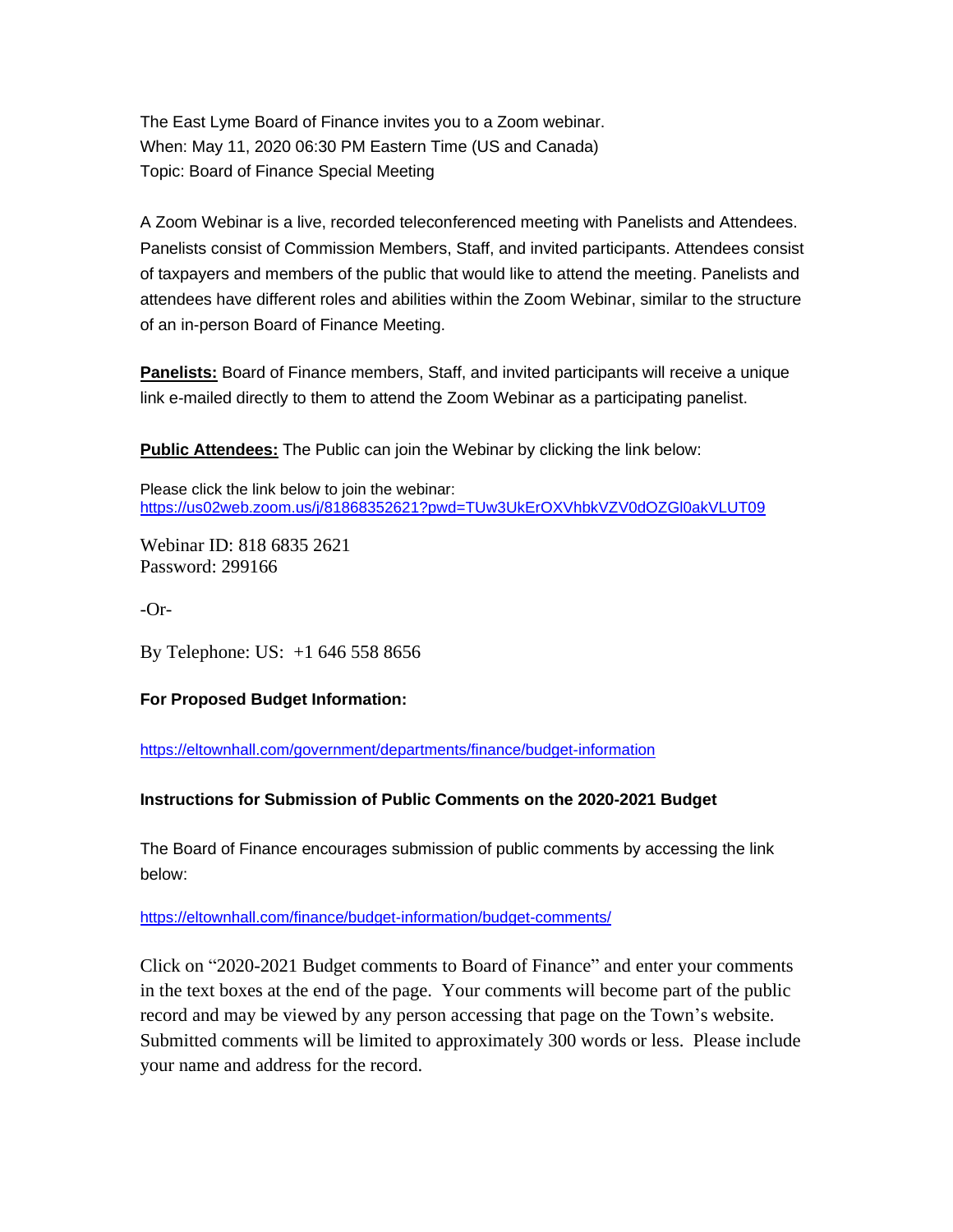The East Lyme Board of Finance invites you to a Zoom webinar.
When: May 11, 2020 06:30 PM Eastern Time (US and Canada)
Topic: Board of Finance Special Meeting

A Zoom Webinar is a live, recorded teleconferenced meeting with Panelists and Attendees. Panelists consist of Commission Members, Staff, and invited participants. Attendees consist of taxpayers and members of the public that would like to attend the meeting. Panelists and attendees have different roles and abilities within the Zoom Webinar, similar to the structure of an in-person Board of Finance Meeting.

**Panelists:** Board of Finance members, Staff, and invited participants will receive a unique link e-mailed directly to them to attend the Zoom Webinar as a participating panelist.

**Public Attendees:** The Public can join the Webinar by clicking the link below:

Please click the link below to join the webinar:
https://us02web.zoom.us/j/81868352621?pwd=TUw3UkErOXVhbkVZV0dOZGl0akVLUT09

Webinar ID: 818 6835 2621
Password: 299166

-Or-

By Telephone: US: +1 646 558 8656

**For Proposed Budget Information:**

https://eltownhall.com/government/departments/finance/budget-information

**Instructions for Submission of Public Comments on the 2020-2021 Budget**

The Board of Finance encourages submission of public comments by accessing the link below:

https://eltownhall.com/finance/budget-information/budget-comments/

Click on "2020-2021 Budget comments to Board of Finance" and enter your comments in the text boxes at the end of the page. Your comments will become part of the public record and may be viewed by any person accessing that page on the Town's website. Submitted comments will be limited to approximately 300 words or less. Please include your name and address for the record.